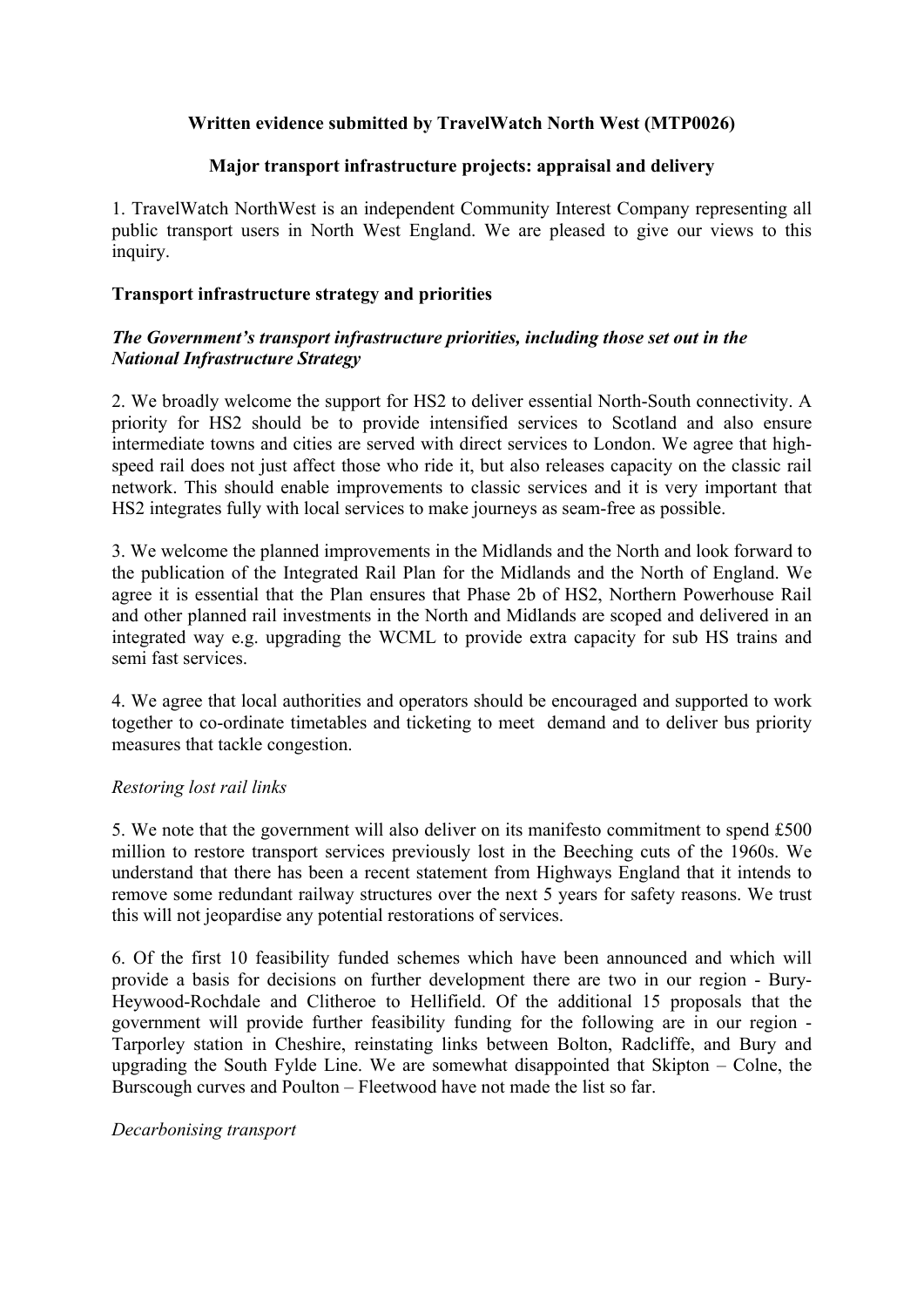**Written evidence submitted by TravelWatch North West (MTP0026)**

**Major transport infrastructure projects: appraisal and delivery**

1. TravelWatch NorthWest is an independent Community Interest Company representing all public transport users in North West England. We are pleased to give our views to this inquiry.

## Transport infrastructure strategy and priorities

***The Government's transport infrastructure priorities, including those set out in the National Infrastructure Strategy***

2. We broadly welcome the support for HS2 to deliver essential North-South connectivity. A priority for HS2 should be to provide intensified services to Scotland and also ensure intermediate towns and cities are served with direct services to London. We agree that high-speed rail does not just affect those who ride it, but also releases capacity on the classic rail network. This should enable improvements to classic services and it is very important that HS2 integrates fully with local services to make journeys as seam-free as possible.

3. We welcome the planned improvements in the Midlands and the North and look forward to the publication of the Integrated Rail Plan for the Midlands and the North of England. We agree it is essential that the Plan ensures that Phase 2b of HS2, Northern Powerhouse Rail and other planned rail investments in the North and Midlands are scoped and delivered in an integrated way e.g. upgrading the WCML to provide extra capacity for sub HS trains and semi fast services.

4. We agree that local authorities and operators should be encouraged and supported to work together to co-ordinate timetables and ticketing to meet demand and to deliver bus priority measures that tackle congestion.

*Restoring lost rail links*

5. We note that the government will also deliver on its manifesto commitment to spend £500 million to restore transport services previously lost in the Beeching cuts of the 1960s. We understand that there has been a recent statement from Highways England that it intends to remove some redundant railway structures over the next 5 years for safety reasons. We trust this will not jeopardise any potential restorations of services.

6. Of the first 10 feasibility funded schemes which have been announced and which will provide a basis for decisions on further development there are two in our region - Bury-Heywood-Rochdale and Clitheroe to Hellifield. Of the additional 15 proposals that the government will provide further feasibility funding for the following are in our region - Tarporley station in Cheshire, reinstating links between Bolton, Radcliffe, and Bury and upgrading the South Fylde Line. We are somewhat disappointed that Skipton – Colne, the Burscough curves and Poulton – Fleetwood have not made the list so far.

*Decarbonising transport*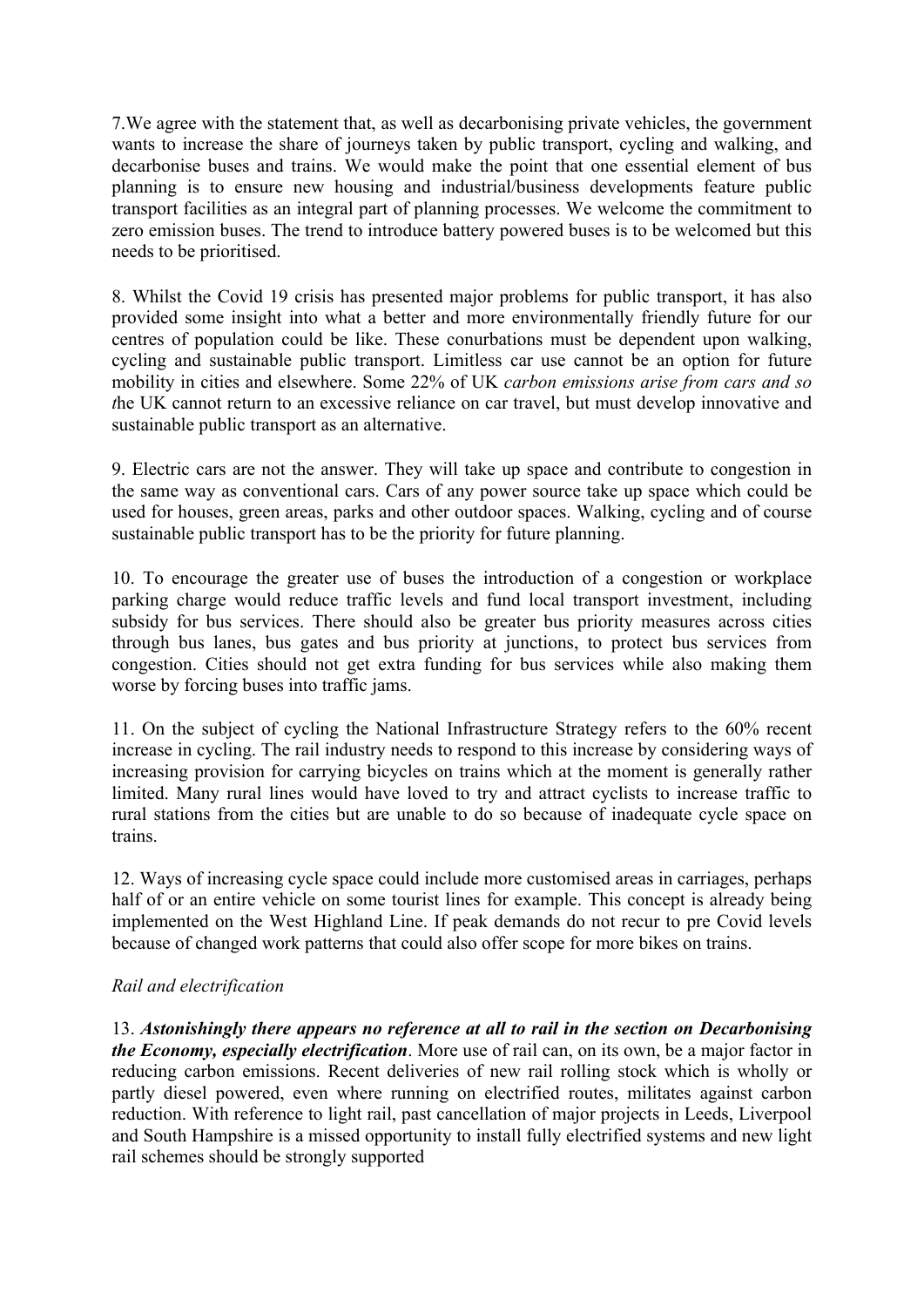7.We agree with the statement that, as well as decarbonising private vehicles, the government wants to increase the share of journeys taken by public transport, cycling and walking, and decarbonise buses and trains. We would make the point that one essential element of bus planning is to ensure new housing and industrial/business developments feature public transport facilities as an integral part of planning processes. We welcome the commitment to zero emission buses. The trend to introduce battery powered buses is to be welcomed but this needs to be prioritised.

8. Whilst the Covid 19 crisis has presented major problems for public transport, it has also provided some insight into what a better and more environmentally friendly future for our centres of population could be like. These conurbations must be dependent upon walking, cycling and sustainable public transport. Limitless car use cannot be an option for future mobility in cities and elsewhere. Some 22% of UK *carbon emissions arise from cars and so t*he UK cannot return to an excessive reliance on car travel, but must develop innovative and sustainable public transport as an alternative.

9. Electric cars are not the answer. They will take up space and contribute to congestion in the same way as conventional cars. Cars of any power source take up space which could be used for houses, green areas, parks and other outdoor spaces. Walking, cycling and of course sustainable public transport has to be the priority for future planning.

10. To encourage the greater use of buses the introduction of a congestion or workplace parking charge would reduce traffic levels and fund local transport investment, including subsidy for bus services. There should also be greater bus priority measures across cities through bus lanes, bus gates and bus priority at junctions, to protect bus services from congestion. Cities should not get extra funding for bus services while also making them worse by forcing buses into traffic jams.

11. On the subject of cycling the National Infrastructure Strategy refers to the 60% recent increase in cycling. The rail industry needs to respond to this increase by considering ways of increasing provision for carrying bicycles on trains which at the moment is generally rather limited. Many rural lines would have loved to try and attract cyclists to increase traffic to rural stations from the cities but are unable to do so because of inadequate cycle space on trains.

12. Ways of increasing cycle space could include more customised areas in carriages, perhaps half of or an entire vehicle on some tourist lines for example. This concept is already being implemented on the West Highland Line. If peak demands do not recur to pre Covid levels because of changed work patterns that could also offer scope for more bikes on trains.

*Rail and electrification*

13. ***Astonishingly there appears no reference at all to rail in the section on Decarbonising the Economy, especially electrification***. More use of rail can, on its own, be a major factor in reducing carbon emissions. Recent deliveries of new rail rolling stock which is wholly or partly diesel powered, even where running on electrified routes, militates against carbon reduction. With reference to light rail, past cancellation of major projects in Leeds, Liverpool and South Hampshire is a missed opportunity to install fully electrified systems and new light rail schemes should be strongly supported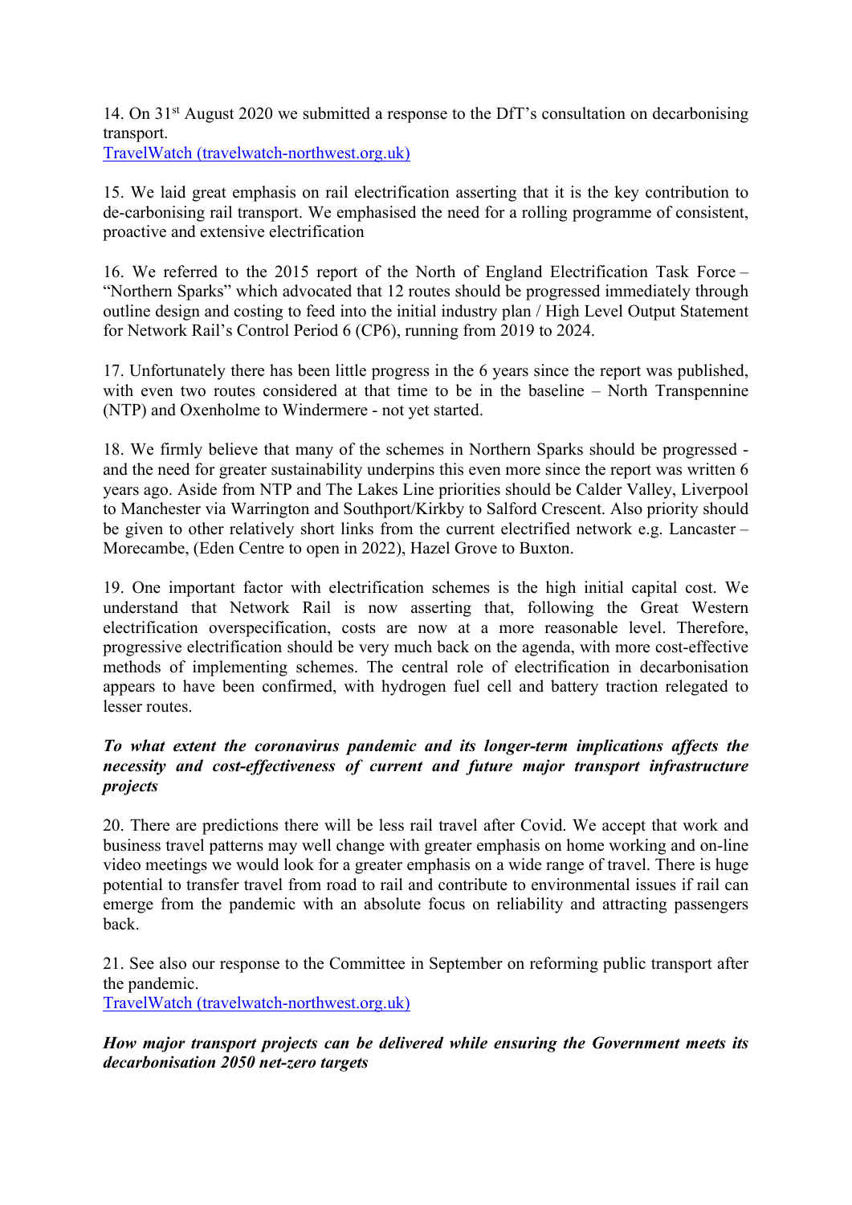14. On 31st August 2020 we submitted a response to the DfT's consultation on decarbonising transport.
[TravelWatch (travelwatch-northwest.org.uk)](travelwatch-northwest.org.uk)

15. We laid great emphasis on rail electrification asserting that it is the key contribution to de-carbonising rail transport. We emphasised the need for a rolling programme of consistent, proactive and extensive electrification

16. We referred to the 2015 report of the North of England Electrification Task Force – "Northern Sparks" which advocated that 12 routes should be progressed immediately through outline design and costing to feed into the initial industry plan / High Level Output Statement for Network Rail's Control Period 6 (CP6), running from 2019 to 2024.

17. Unfortunately there has been little progress in the 6 years since the report was published, with even two routes considered at that time to be in the baseline – North Transpennine (NTP) and Oxenholme to Windermere - not yet started.

18. We firmly believe that many of the schemes in Northern Sparks should be progressed - and the need for greater sustainability underpins this even more since the report was written 6 years ago. Aside from NTP and The Lakes Line priorities should be Calder Valley, Liverpool to Manchester via Warrington and Southport/Kirkby to Salford Crescent. Also priority should be given to other relatively short links from the current electrified network e.g. Lancaster – Morecambe, (Eden Centre to open in 2022), Hazel Grove to Buxton.

19. One important factor with electrification schemes is the high initial capital cost. We understand that Network Rail is now asserting that, following the Great Western electrification overspecification, costs are now at a more reasonable level. Therefore, progressive electrification should be very much back on the agenda, with more cost-effective methods of implementing schemes. The central role of electrification in decarbonisation appears to have been confirmed, with hydrogen fuel cell and battery traction relegated to lesser routes.

***To what extent the coronavirus pandemic and its longer-term implications affects the necessity and cost-effectiveness of current and future major transport infrastructure projects***

20. There are predictions there will be less rail travel after Covid. We accept that work and business travel patterns may well change with greater emphasis on home working and on-line video meetings we would look for a greater emphasis on a wide range of travel. There is huge potential to transfer travel from road to rail and contribute to environmental issues if rail can emerge from the pandemic with an absolute focus on reliability and attracting passengers back.

21. See also our response to the Committee in September on reforming public transport after the pandemic.
[TravelWatch (travelwatch-northwest.org.uk)](travelwatch-northwest.org.uk)

***How major transport projects can be delivered while ensuring the Government meets its decarbonisation 2050 net-zero targets***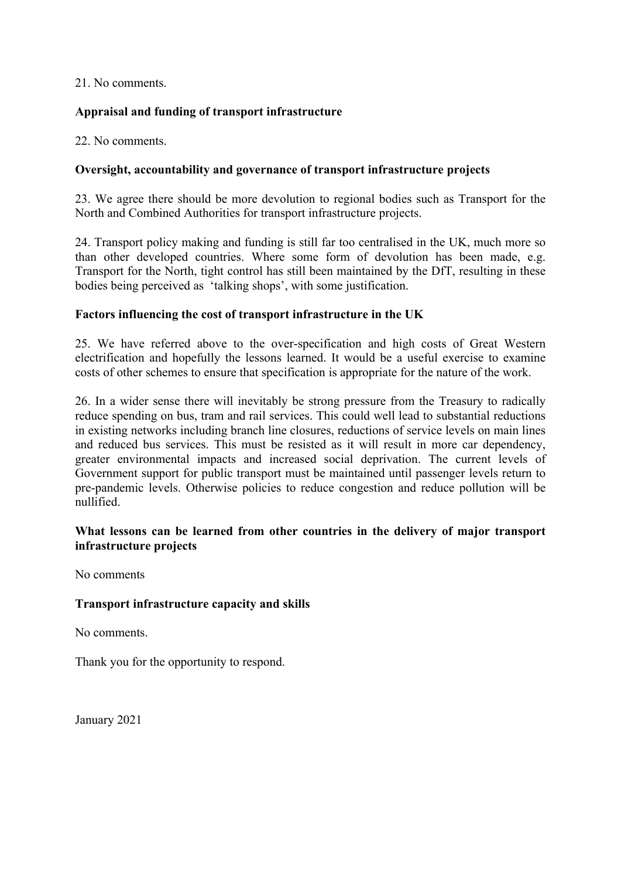21. No comments.

**Appraisal and funding of transport infrastructure**

22. No comments.

**Oversight, accountability and governance of transport infrastructure projects**

23. We agree there should be more devolution to regional bodies such as Transport for the North and Combined Authorities for transport infrastructure projects.

24. Transport policy making and funding is still far too centralised in the UK, much more so than other developed countries. Where some form of devolution has been made, e.g. Transport for the North, tight control has still been maintained by the DfT, resulting in these bodies being perceived as 'talking shops', with some justification.

**Factors influencing the cost of transport infrastructure in the UK**

25. We have referred above to the over-specification and high costs of Great Western electrification and hopefully the lessons learned. It would be a useful exercise to examine costs of other schemes to ensure that specification is appropriate for the nature of the work.

26. In a wider sense there will inevitably be strong pressure from the Treasury to radically reduce spending on bus, tram and rail services. This could well lead to substantial reductions in existing networks including branch line closures, reductions of service levels on main lines and reduced bus services. This must be resisted as it will result in more car dependency, greater environmental impacts and increased social deprivation. The current levels of Government support for public transport must be maintained until passenger levels return to pre-pandemic levels. Otherwise policies to reduce congestion and reduce pollution will be nullified.

**What lessons can be learned from other countries in the delivery of major transport infrastructure projects**

No comments

**Transport infrastructure capacity and skills**

No comments.

Thank you for the opportunity to respond.

January 2021